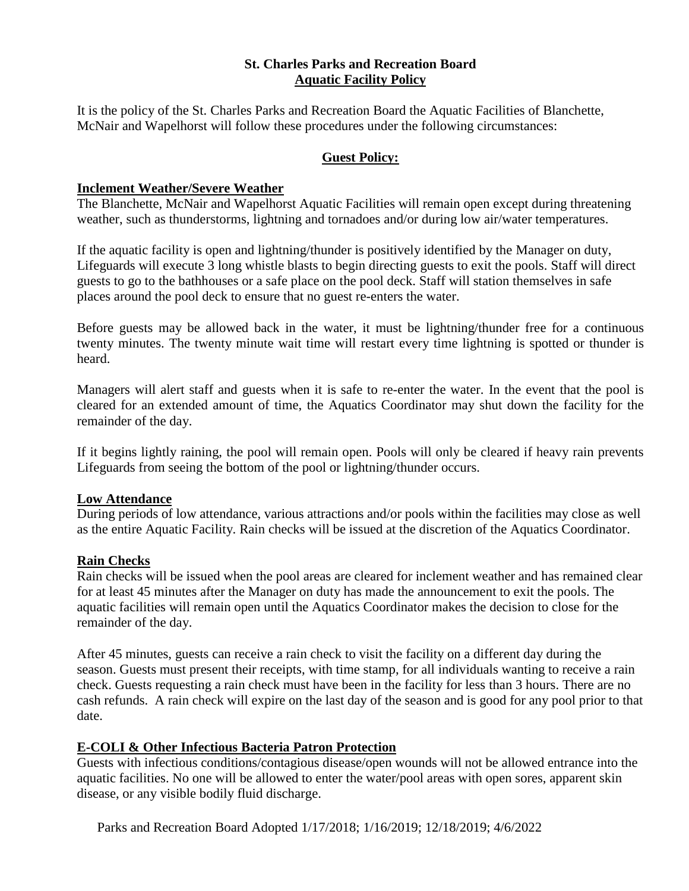**St. Charles Parks and Recreation Board**
**Aquatic Facility Policy**

It is the policy of the St. Charles Parks and Recreation Board the Aquatic Facilities of Blanchette, McNair and Wapelhorst will follow these procedures under the following circumstances:

## Guest Policy:

### Inclement Weather/Severe Weather

The Blanchette, McNair and Wapelhorst Aquatic Facilities will remain open except during threatening weather, such as thunderstorms, lightning and tornadoes and/or during low air/water temperatures.

If the aquatic facility is open and lightning/thunder is positively identified by the Manager on duty, Lifeguards will execute 3 long whistle blasts to begin directing guests to exit the pools. Staff will direct guests to go to the bathhouses or a safe place on the pool deck. Staff will station themselves in safe places around the pool deck to ensure that no guest re-enters the water.

Before guests may be allowed back in the water, it must be lightning/thunder free for a continuous twenty minutes. The twenty minute wait time will restart every time lightning is spotted or thunder is heard.

Managers will alert staff and guests when it is safe to re-enter the water. In the event that the pool is cleared for an extended amount of time, the Aquatics Coordinator may shut down the facility for the remainder of the day.

If it begins lightly raining, the pool will remain open. Pools will only be cleared if heavy rain prevents Lifeguards from seeing the bottom of the pool or lightning/thunder occurs.

### Low Attendance

During periods of low attendance, various attractions and/or pools within the facilities may close as well as the entire Aquatic Facility. Rain checks will be issued at the discretion of the Aquatics Coordinator.

### Rain Checks

Rain checks will be issued when the pool areas are cleared for inclement weather and has remained clear for at least 45 minutes after the Manager on duty has made the announcement to exit the pools. The aquatic facilities will remain open until the Aquatics Coordinator makes the decision to close for the remainder of the day.

After 45 minutes, guests can receive a rain check to visit the facility on a different day during the season. Guests must present their receipts, with time stamp, for all individuals wanting to receive a rain check. Guests requesting a rain check must have been in the facility for less than 3 hours. There are no cash refunds. A rain check will expire on the last day of the season and is good for any pool prior to that date.

### E-COLI & Other Infectious Bacteria Patron Protection

Guests with infectious conditions/contagious disease/open wounds will not be allowed entrance into the aquatic facilities. No one will be allowed to enter the water/pool areas with open sores, apparent skin disease, or any visible bodily fluid discharge.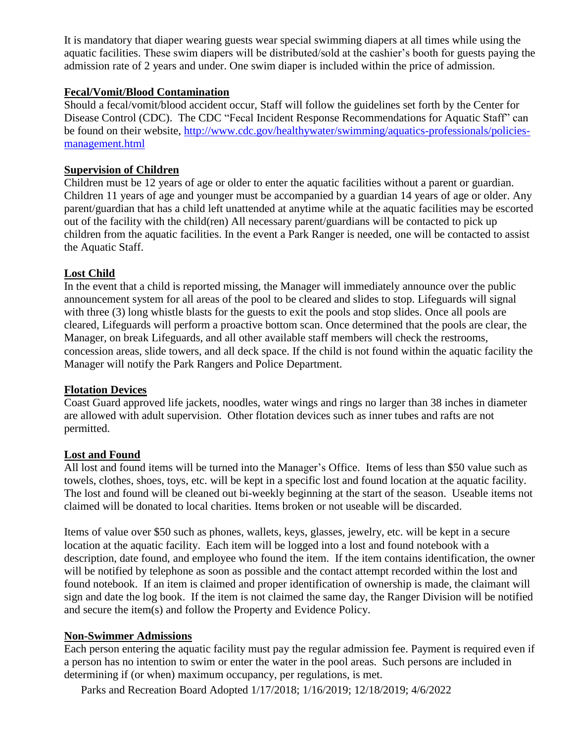It is mandatory that diaper wearing guests wear special swimming diapers at all times while using the aquatic facilities. These swim diapers will be distributed/sold at the cashier's booth for guests paying the admission rate of 2 years and under. One swim diaper is included within the price of admission.

**Fecal/Vomit/Blood Contamination**

Should a fecal/vomit/blood accident occur, Staff will follow the guidelines set forth by the Center for Disease Control (CDC). The CDC "Fecal Incident Response Recommendations for Aquatic Staff" can be found on their website, [http://www.cdc.gov/healthywater/swimming/aquatics-professionals/policies-management.html](http://www.cdc.gov/healthywater/swimming/aquatics-professionals/policies-management.html)

**Supervision of Children**

Children must be 12 years of age or older to enter the aquatic facilities without a parent or guardian. Children 11 years of age and younger must be accompanied by a guardian 14 years of age or older. Any parent/guardian that has a child left unattended at anytime while at the aquatic facilities may be escorted out of the facility with the child(ren) All necessary parent/guardians will be contacted to pick up children from the aquatic facilities. In the event a Park Ranger is needed, one will be contacted to assist the Aquatic Staff.

**Lost Child**

In the event that a child is reported missing, the Manager will immediately announce over the public announcement system for all areas of the pool to be cleared and slides to stop. Lifeguards will signal with three (3) long whistle blasts for the guests to exit the pools and stop slides. Once all pools are cleared, Lifeguards will perform a proactive bottom scan. Once determined that the pools are clear, the Manager, on break Lifeguards, and all other available staff members will check the restrooms, concession areas, slide towers, and all deck space. If the child is not found within the aquatic facility the Manager will notify the Park Rangers and Police Department.

**Flotation Devices**

Coast Guard approved life jackets, noodles, water wings and rings no larger than 38 inches in diameter are allowed with adult supervision. Other flotation devices such as inner tubes and rafts are not permitted.

**Lost and Found**

All lost and found items will be turned into the Manager's Office. Items of less than $50 value such as towels, clothes, shoes, toys, etc. will be kept in a specific lost and found location at the aquatic facility. The lost and found will be cleaned out bi-weekly beginning at the start of the season. Useable items not claimed will be donated to local charities. Items broken or not useable will be discarded.

Items of value over $50 such as phones, wallets, keys, glasses, jewelry, etc. will be kept in a secure location at the aquatic facility. Each item will be logged into a lost and found notebook with a description, date found, and employee who found the item. If the item contains identification, the owner will be notified by telephone as soon as possible and the contact attempt recorded within the lost and found notebook. If an item is claimed and proper identification of ownership is made, the claimant will sign and date the log book. If the item is not claimed the same day, the Ranger Division will be notified and secure the item(s) and follow the Property and Evidence Policy.

**Non-Swimmer Admissions**

Each person entering the aquatic facility must pay the regular admission fee. Payment is required even if a person has no intention to swim or enter the water in the pool areas. Such persons are included in determining if (or when) maximum occupancy, per regulations, is met.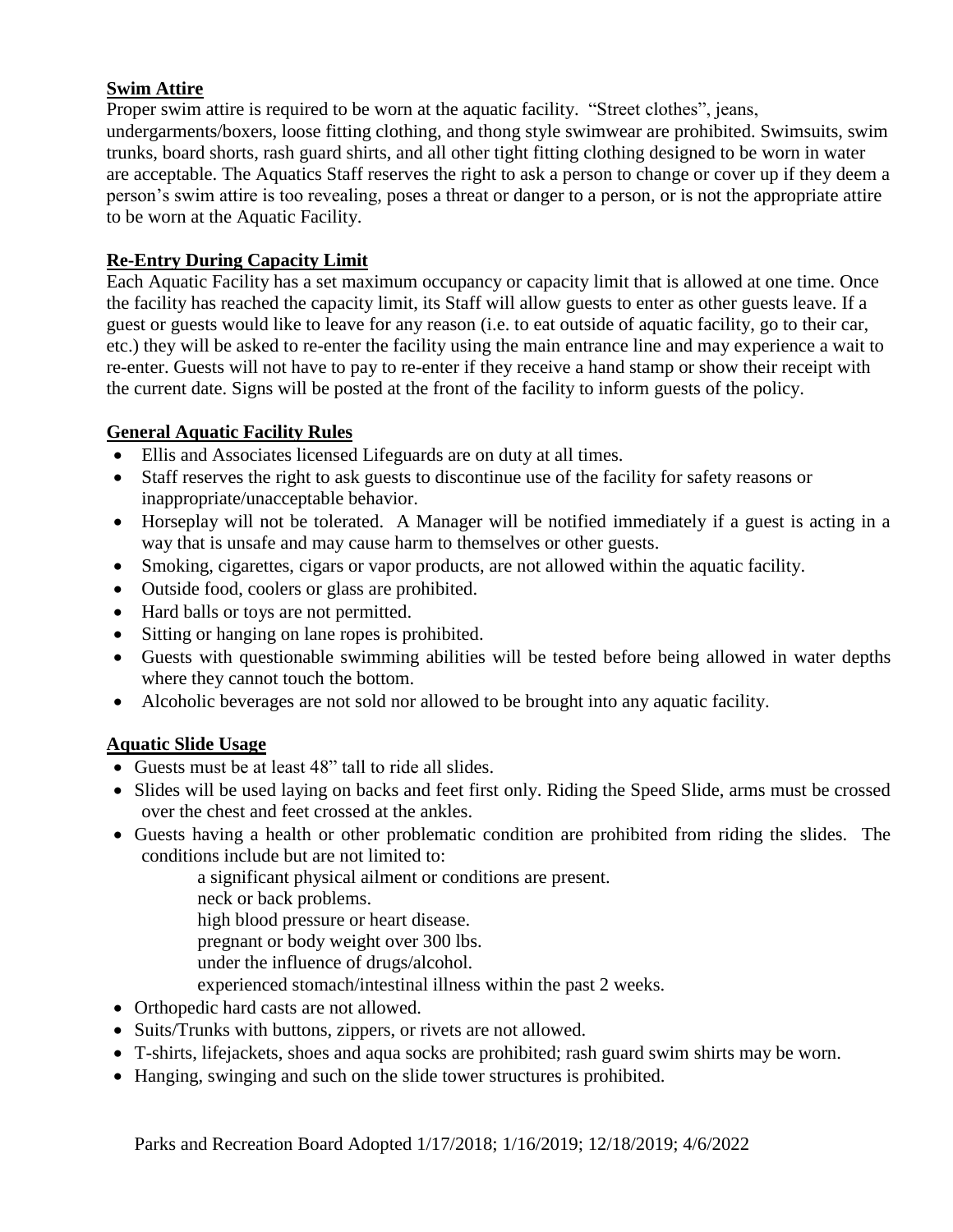## Swim Attire

Proper swim attire is required to be worn at the aquatic facility. "Street clothes", jeans, undergarments/boxers, loose fitting clothing, and thong style swimwear are prohibited. Swimsuits, swim trunks, board shorts, rash guard shirts, and all other tight fitting clothing designed to be worn in water are acceptable. The Aquatics Staff reserves the right to ask a person to change or cover up if they deem a person's swim attire is too revealing, poses a threat or danger to a person, or is not the appropriate attire to be worn at the Aquatic Facility.

## Re-Entry During Capacity Limit

Each Aquatic Facility has a set maximum occupancy or capacity limit that is allowed at one time. Once the facility has reached the capacity limit, its Staff will allow guests to enter as other guests leave. If a guest or guests would like to leave for any reason (i.e. to eat outside of aquatic facility, go to their car, etc.) they will be asked to re-enter the facility using the main entrance line and may experience a wait to re-enter. Guests will not have to pay to re-enter if they receive a hand stamp or show their receipt with the current date. Signs will be posted at the front of the facility to inform guests of the policy.

## General Aquatic Facility Rules

- Ellis and Associates licensed Lifeguards are on duty at all times.
- Staff reserves the right to ask guests to discontinue use of the facility for safety reasons or inappropriate/unacceptable behavior.
- Horseplay will not be tolerated. A Manager will be notified immediately if a guest is acting in a way that is unsafe and may cause harm to themselves or other guests.
- Smoking, cigarettes, cigars or vapor products, are not allowed within the aquatic facility.
- Outside food, coolers or glass are prohibited.
- Hard balls or toys are not permitted.
- Sitting or hanging on lane ropes is prohibited.
- Guests with questionable swimming abilities will be tested before being allowed in water depths where they cannot touch the bottom.
- Alcoholic beverages are not sold nor allowed to be brought into any aquatic facility.

## Aquatic Slide Usage

- Guests must be at least 48" tall to ride all slides.
- Slides will be used laying on backs and feet first only. Riding the Speed Slide, arms must be crossed over the chest and feet crossed at the ankles.
- Guests having a health or other problematic condition are prohibited from riding the slides. The conditions include but are not limited to:
  - a significant physical ailment or conditions are present.
  - neck or back problems.
  - high blood pressure or heart disease.
  - pregnant or body weight over 300 lbs.
  - under the influence of drugs/alcohol.
  - experienced stomach/intestinal illness within the past 2 weeks.
- Orthopedic hard casts are not allowed.
- Suits/Trunks with buttons, zippers, or rivets are not allowed.
- T-shirts, lifejackets, shoes and aqua socks are prohibited; rash guard swim shirts may be worn.
- Hanging, swinging and such on the slide tower structures is prohibited.

Parks and Recreation Board Adopted 1/17/2018; 1/16/2019; 12/18/2019; 4/6/2022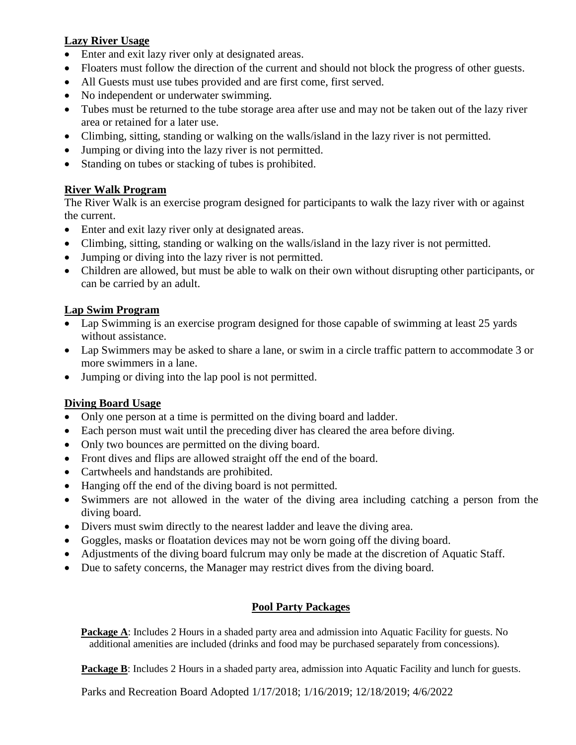## Lazy River Usage

- Enter and exit lazy river only at designated areas.
- Floaters must follow the direction of the current and should not block the progress of other guests.
- All Guests must use tubes provided and are first come, first served.
- No independent or underwater swimming.
- Tubes must be returned to the tube storage area after use and may not be taken out of the lazy river area or retained for a later use.
- Climbing, sitting, standing or walking on the walls/island in the lazy river is not permitted.
- Jumping or diving into the lazy river is not permitted.
- Standing on tubes or stacking of tubes is prohibited.

## River Walk Program

The River Walk is an exercise program designed for participants to walk the lazy river with or against the current.

- Enter and exit lazy river only at designated areas.
- Climbing, sitting, standing or walking on the walls/island in the lazy river is not permitted.
- Jumping or diving into the lazy river is not permitted.
- Children are allowed, but must be able to walk on their own without disrupting other participants, or can be carried by an adult.

## Lap Swim Program

- Lap Swimming is an exercise program designed for those capable of swimming at least 25 yards without assistance.
- Lap Swimmers may be asked to share a lane, or swim in a circle traffic pattern to accommodate 3 or more swimmers in a lane.
- Jumping or diving into the lap pool is not permitted.

## Diving Board Usage

- Only one person at a time is permitted on the diving board and ladder.
- Each person must wait until the preceding diver has cleared the area before diving.
- Only two bounces are permitted on the diving board.
- Front dives and flips are allowed straight off the end of the board.
- Cartwheels and handstands are prohibited.
- Hanging off the end of the diving board is not permitted.
- Swimmers are not allowed in the water of the diving area including catching a person from the diving board.
- Divers must swim directly to the nearest ladder and leave the diving area.
- Goggles, masks or floatation devices may not be worn going off the diving board.
- Adjustments of the diving board fulcrum may only be made at the discretion of Aquatic Staff.
- Due to safety concerns, the Manager may restrict dives from the diving board.

## Pool Party Packages

**Package A**: Includes 2 Hours in a shaded party area and admission into Aquatic Facility for guests. No additional amenities are included (drinks and food may be purchased separately from concessions).

**Package B**: Includes 2 Hours in a shaded party area, admission into Aquatic Facility and lunch for guests.

Parks and Recreation Board Adopted 1/17/2018; 1/16/2019; 12/18/2019; 4/6/2022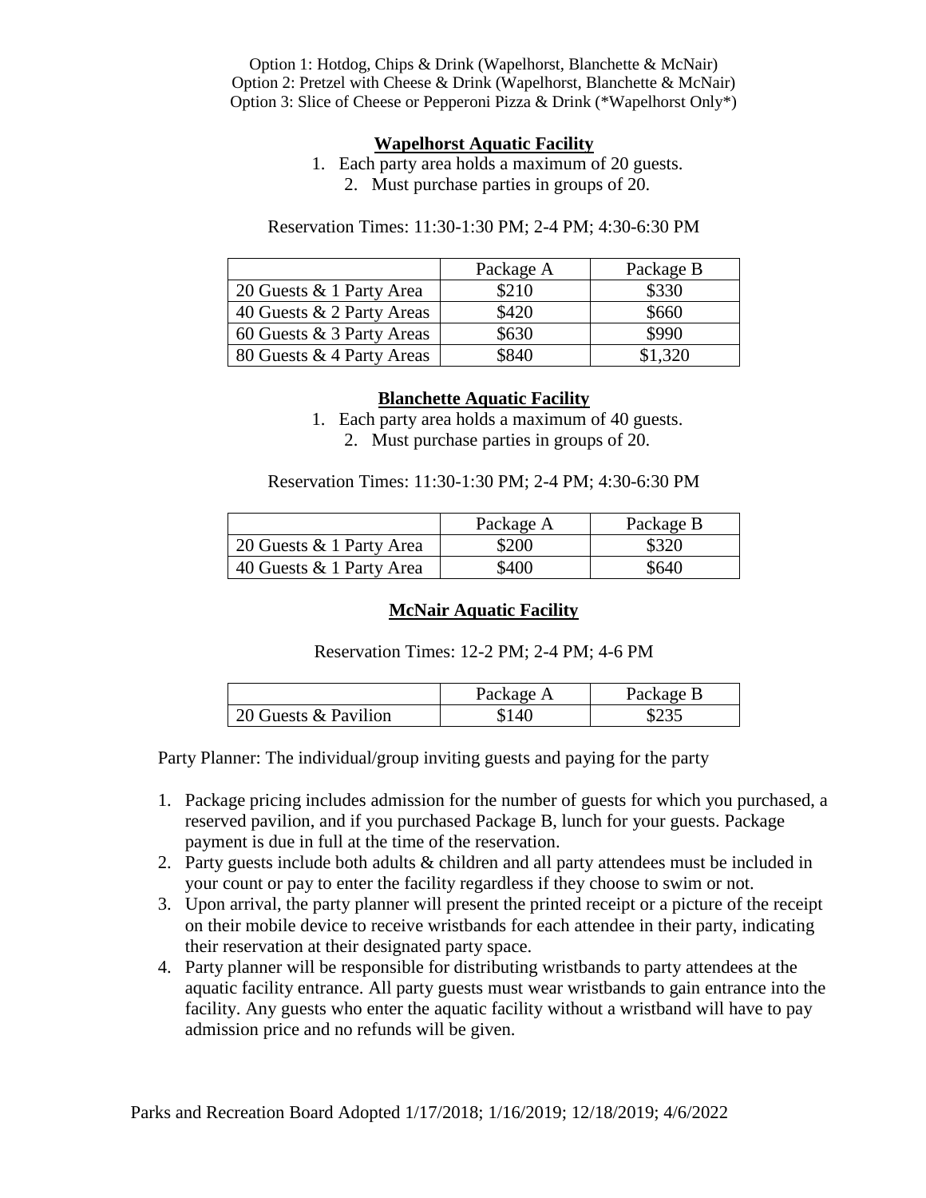Option 1: Hotdog, Chips & Drink (Wapelhorst, Blanchette & McNair)
Option 2: Pretzel with Cheese & Drink (Wapelhorst, Blanchette & McNair)
Option 3: Slice of Cheese or Pepperoni Pizza & Drink (*Wapelhorst Only*)

## Wapelhorst Aquatic Facility

1. Each party area holds a maximum of 20 guests.
2. Must purchase parties in groups of 20.

Reservation Times: 11:30-1:30 PM; 2-4 PM; 4:30-6:30 PM

| | Package A | Package B |
|---|---|---|
| 20 Guests & 1 Party Area | $210 | $330 |
| 40 Guests & 2 Party Areas | $420 | $660 |
| 60 Guests & 3 Party Areas | $630 | $990 |
| 80 Guests & 4 Party Areas | $840 | $1,320 |

## Blanchette Aquatic Facility

1. Each party area holds a maximum of 40 guests.
2. Must purchase parties in groups of 20.

Reservation Times: 11:30-1:30 PM; 2-4 PM; 4:30-6:30 PM

| | Package A | Package B |
|---|---|---|
| 20 Guests & 1 Party Area | $200 | $320 |
| 40 Guests & 1 Party Area | $400 | $640 |

## McNair Aquatic Facility

Reservation Times: 12-2 PM; 2-4 PM; 4-6 PM

| | Package A | Package B |
|---|---|---|
| 20 Guests & Pavilion | $140 | $235 |

Party Planner: The individual/group inviting guests and paying for the party

1. Package pricing includes admission for the number of guests for which you purchased, a reserved pavilion, and if you purchased Package B, lunch for your guests. Package payment is due in full at the time of the reservation.
2. Party guests include both adults & children and all party attendees must be included in your count or pay to enter the facility regardless if they choose to swim or not.
3. Upon arrival, the party planner will present the printed receipt or a picture of the receipt on their mobile device to receive wristbands for each attendee in their party, indicating their reservation at their designated party space.
4. Party planner will be responsible for distributing wristbands to party attendees at the aquatic facility entrance. All party guests must wear wristbands to gain entrance into the facility. Any guests who enter the aquatic facility without a wristband will have to pay admission price and no refunds will be given.

Parks and Recreation Board Adopted 1/17/2018; 1/16/2019; 12/18/2019; 4/6/2022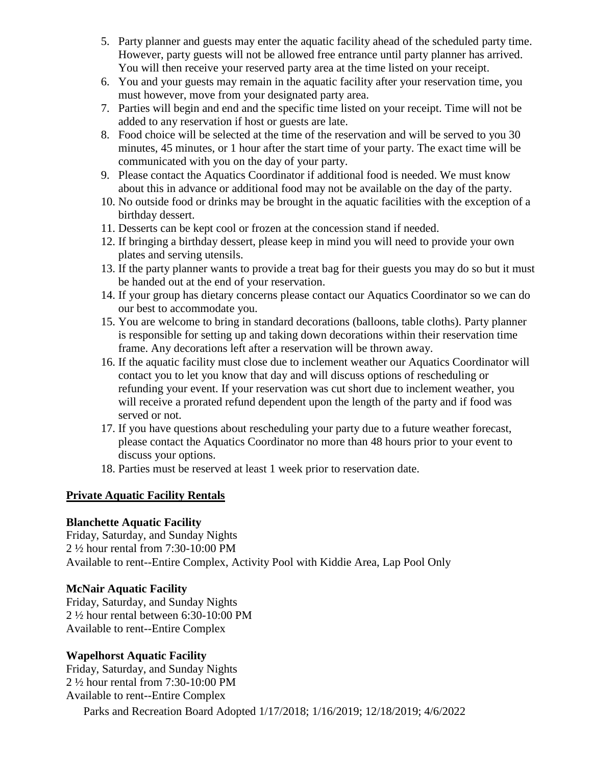5. Party planner and guests may enter the aquatic facility ahead of the scheduled party time. However, party guests will not be allowed free entrance until party planner has arrived. You will then receive your reserved party area at the time listed on your receipt.
6. You and your guests may remain in the aquatic facility after your reservation time, you must however, move from your designated party area.
7. Parties will begin and end and the specific time listed on your receipt. Time will not be added to any reservation if host or guests are late.
8. Food choice will be selected at the time of the reservation and will be served to you 30 minutes, 45 minutes, or 1 hour after the start time of your party. The exact time will be communicated with you on the day of your party.
9. Please contact the Aquatics Coordinator if additional food is needed. We must know about this in advance or additional food may not be available on the day of the party.
10. No outside food or drinks may be brought in the aquatic facilities with the exception of a birthday dessert.
11. Desserts can be kept cool or frozen at the concession stand if needed.
12. If bringing a birthday dessert, please keep in mind you will need to provide your own plates and serving utensils.
13. If the party planner wants to provide a treat bag for their guests you may do so but it must be handed out at the end of your reservation.
14. If your group has dietary concerns please contact our Aquatics Coordinator so we can do our best to accommodate you.
15. You are welcome to bring in standard decorations (balloons, table cloths). Party planner is responsible for setting up and taking down decorations within their reservation time frame. Any decorations left after a reservation will be thrown away.
16. If the aquatic facility must close due to inclement weather our Aquatics Coordinator will contact you to let you know that day and will discuss options of rescheduling or refunding your event. If your reservation was cut short due to inclement weather, you will receive a prorated refund dependent upon the length of the party and if food was served or not.
17. If you have questions about rescheduling your party due to a future weather forecast, please contact the Aquatics Coordinator no more than 48 hours prior to your event to discuss your options.
18. Parties must be reserved at least 1 week prior to reservation date.

## Private Aquatic Facility Rentals

**Blanchette Aquatic Facility**
Friday, Saturday, and Sunday Nights
2 ½ hour rental from 7:30-10:00 PM
Available to rent--Entire Complex, Activity Pool with Kiddie Area, Lap Pool Only

**McNair Aquatic Facility**
Friday, Saturday, and Sunday Nights
2 ½ hour rental between 6:30-10:00 PM
Available to rent--Entire Complex

**Wapelhorst Aquatic Facility**
Friday, Saturday, and Sunday Nights
2 ½ hour rental from 7:30-10:00 PM
Available to rent--Entire Complex

Parks and Recreation Board Adopted 1/17/2018; 1/16/2019; 12/18/2019; 4/6/2022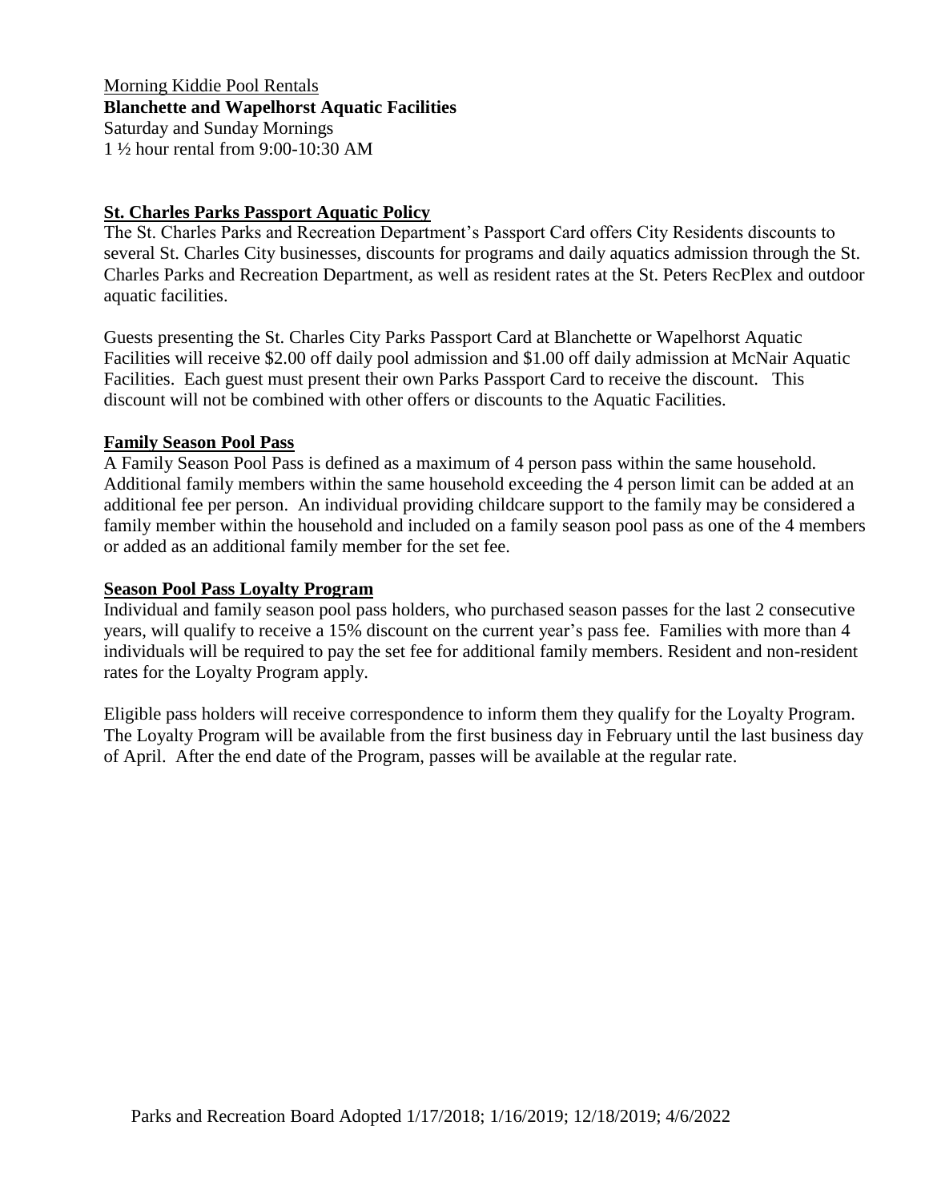Morning Kiddie Pool Rentals

**Blanchette and Wapelhorst Aquatic Facilities**

Saturday and Sunday Mornings

1 ½ hour rental from 9:00-10:30 AM

## St. Charles Parks Passport Aquatic Policy

The St. Charles Parks and Recreation Department's Passport Card offers City Residents discounts to several St. Charles City businesses, discounts for programs and daily aquatics admission through the St. Charles Parks and Recreation Department, as well as resident rates at the St. Peters RecPlex and outdoor aquatic facilities.

Guests presenting the St. Charles City Parks Passport Card at Blanchette or Wapelhorst Aquatic Facilities will receive $2.00 off daily pool admission and $1.00 off daily admission at McNair Aquatic Facilities. Each guest must present their own Parks Passport Card to receive the discount. This discount will not be combined with other offers or discounts to the Aquatic Facilities.

## Family Season Pool Pass

A Family Season Pool Pass is defined as a maximum of 4 person pass within the same household. Additional family members within the same household exceeding the 4 person limit can be added at an additional fee per person. An individual providing childcare support to the family may be considered a family member within the household and included on a family season pool pass as one of the 4 members or added as an additional family member for the set fee.

## Season Pool Pass Loyalty Program

Individual and family season pool pass holders, who purchased season passes for the last 2 consecutive years, will qualify to receive a 15% discount on the current year's pass fee. Families with more than 4 individuals will be required to pay the set fee for additional family members. Resident and non-resident rates for the Loyalty Program apply.

Eligible pass holders will receive correspondence to inform them they qualify for the Loyalty Program. The Loyalty Program will be available from the first business day in February until the last business day of April. After the end date of the Program, passes will be available at the regular rate.

Parks and Recreation Board Adopted 1/17/2018; 1/16/2019; 12/18/2019; 4/6/2022